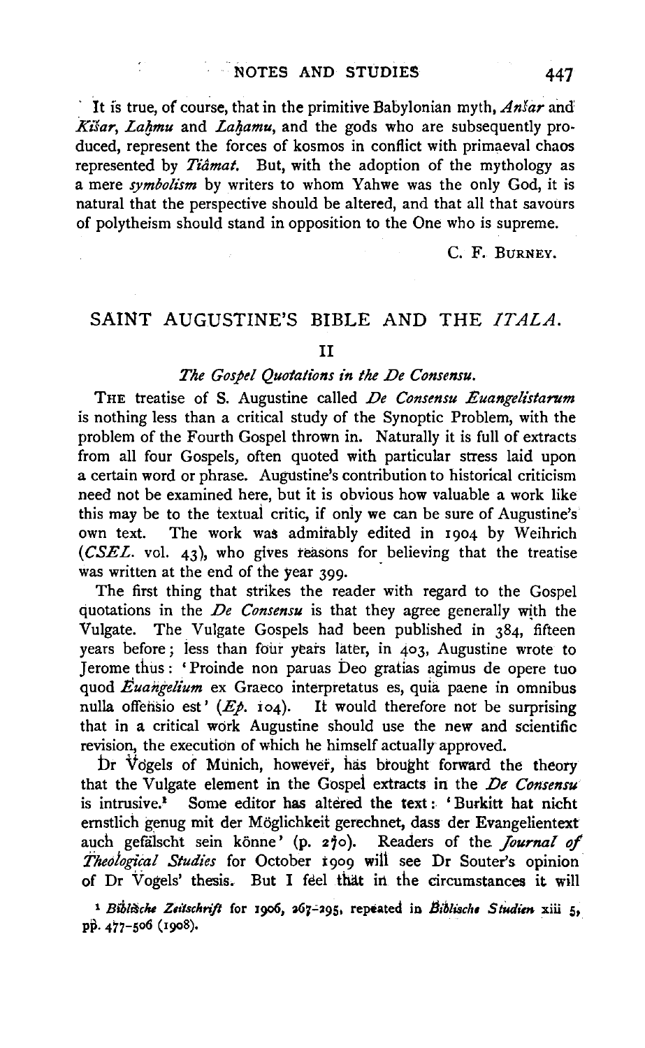It is true, of course, that in the primitive Babylonian myth, *Anšar* and *Kišar*, *Laḫmu* and *Laḫamu*, and the gods who are subsequently produced, represent the forces of kosmos in conflict with primaeval chaos represented by *Tiâmat*. But, with the adoption of the mythology as a mere *symbolism* by writers to whom Yahwe was the only God, it is natural that the perspective should be altered, and that all that savours of polytheism should stand in opposition to the One who is supreme.

C. F. BURNEY.

## SAINT AUGUSTINE'S BIBLE AND THE *ITALA*.

### II

#### *The Gospel Quotations in the De Consensu.*

THE treatise of S. Augustine called *De Consensu Euangelistarum* is nothing less than a critical study of the Synoptic Problem, with the problem of the Fourth Gospel thrown in. Naturally it is full of extracts from all four Gospels, often quoted with particular stress laid upon a certain word or phrase. Augustine's contribution to historical criticism need not be examined here, but it is obvious how valuable a work like this may be to the textual critic, if only we can be sure of Augustine's own text. The work was admirably edited in 1904 by Weihrich (*CSEL.* vol. 43), who gives reasons for believing that the treatise was written at the end of the year 399.

The first thing that strikes the reader with regard to the Gospel quotations in the *De Consensu* is that they agree generally with the Vulgate. The Vulgate Gospels had been published in 384, fifteen years before; less than four years later, in 403, Augustine wrote to Jerome thus: 'Proinde non paruas Deo gratias agimus de opere tuo quod *Euangelium* ex Graeco interpretatus es, quia paene in omnibus nulla offensio est' (*Ep.* 104). It would therefore not be surprising that in a critical work Augustine should use the new and scientific revision, the execution of which he himself actually approved.

Dr Vogels of Munich, however, has brought forward the theory that the Vulgate element in the Gospel extracts in the *De Consensu* is intrusive.[1] Some editor has altered the text: 'Burkitt hat nicht ernstlich genug mit der Möglichkeit gerechnet, dass der Evangelientext auch gefälscht sein könne' (p. 270). Readers of the *Journal of Theological Studies* for October 1909 will see Dr Souter's opinion of Dr Vogels' thesis. But I feel that in the circumstances it will

[1] *Biblische Zeitschrift* for 1906, 267–295, repeated in *Biblische Studien* xiii 5, pp. 477–506 (1908).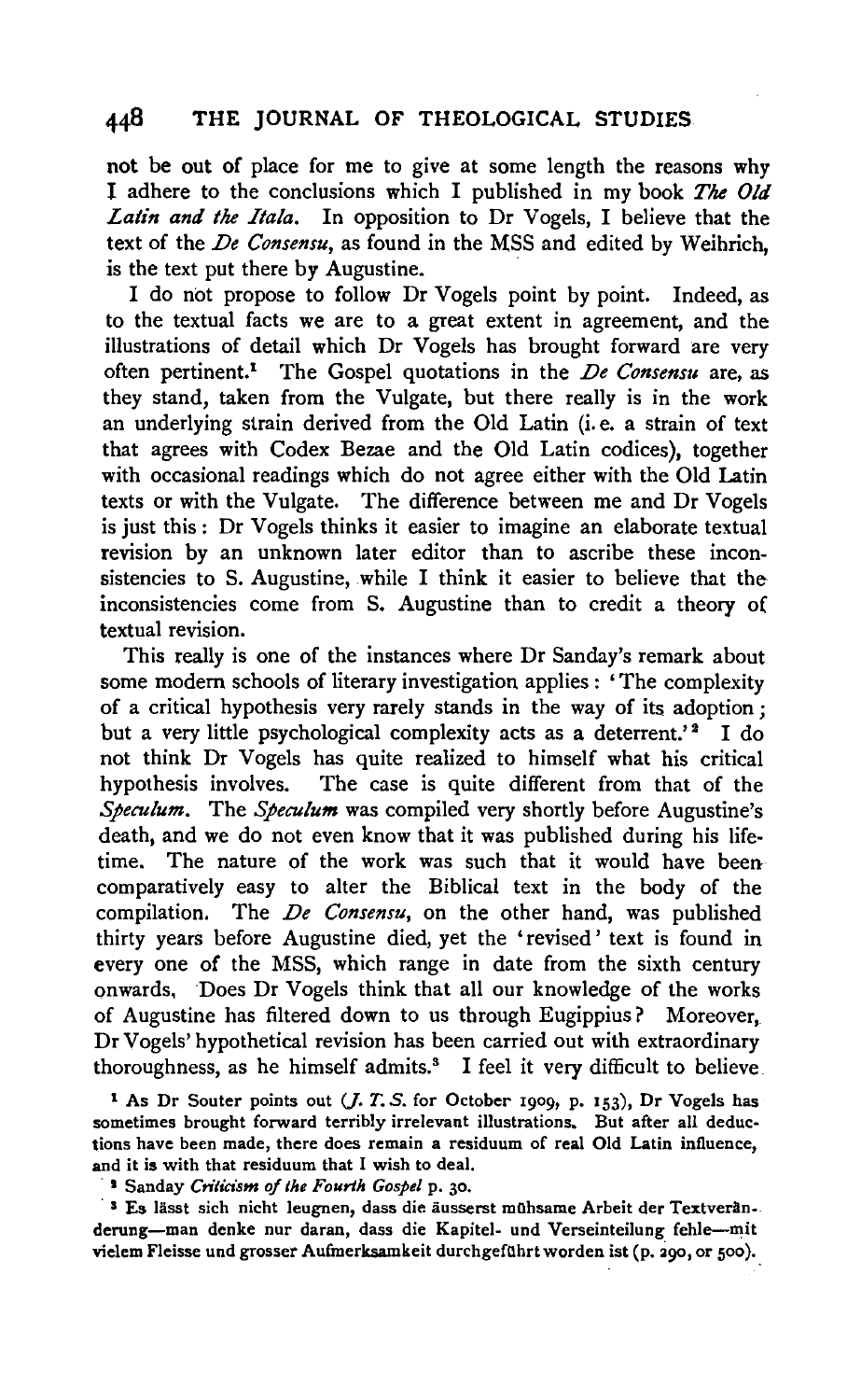not be out of place for me to give at some length the reasons why I adhere to the conclusions which I published in my book *The Old Latin and the Itala*. In opposition to Dr Vogels, I believe that the text of the *De Consensu*, as found in the MSS and edited by Weihrich, is the text put there by Augustine.

I do not propose to follow Dr Vogels point by point. Indeed, as to the textual facts we are to a great extent in agreement, and the illustrations of detail which Dr Vogels has brought forward are very often pertinent.[1] The Gospel quotations in the *De Consensu* are, as they stand, taken from the Vulgate, but there really is in the work an underlying strain derived from the Old Latin (i.e. a strain of text that agrees with Codex Bezae and the Old Latin codices), together with occasional readings which do not agree either with the Old Latin texts or with the Vulgate. The difference between me and Dr Vogels is just this: Dr Vogels thinks it easier to imagine an elaborate textual revision by an unknown later editor than to ascribe these inconsistencies to S. Augustine, while I think it easier to believe that the inconsistencies come from S. Augustine than to credit a theory of textual revision.

This really is one of the instances where Dr Sanday's remark about some modern schools of literary investigation applies: 'The complexity of a critical hypothesis very rarely stands in the way of its adoption; but a very little psychological complexity acts as a deterrent.'[2] I do not think Dr Vogels has quite realized to himself what his critical hypothesis involves. The case is quite different from that of the *Speculum*. The *Speculum* was compiled very shortly before Augustine's death, and we do not even know that it was published during his lifetime. The nature of the work was such that it would have been comparatively easy to alter the Biblical text in the body of the compilation. The *De Consensu*, on the other hand, was published thirty years before Augustine died, yet the 'revised' text is found in every one of the MSS, which range in date from the sixth century onwards. Does Dr Vogels think that all our knowledge of the works of Augustine has filtered down to us through Eugippius? Moreover, Dr Vogels' hypothetical revision has been carried out with extraordinary thoroughness, as he himself admits.[3] I feel it very difficult to believe

[1] As Dr Souter points out (*J. T. S.* for October 1909, p. 153), Dr Vogels has sometimes brought forward terribly irrelevant illustrations. But after all deductions have been made, there does remain a residuum of real Old Latin influence, and it is with that residuum that I wish to deal.

[2] Sanday *Criticism of the Fourth Gospel* p. 30.

[3] Es lässt sich nicht leugnen, dass die äusserst mühsame Arbeit der Textveränderung—man denke nur daran, dass die Kapitel- und Verseinteilung fehle—mit vielem Fleisse und grosser Aufmerksamkeit durchgeführt worden ist (p. 290, or 500).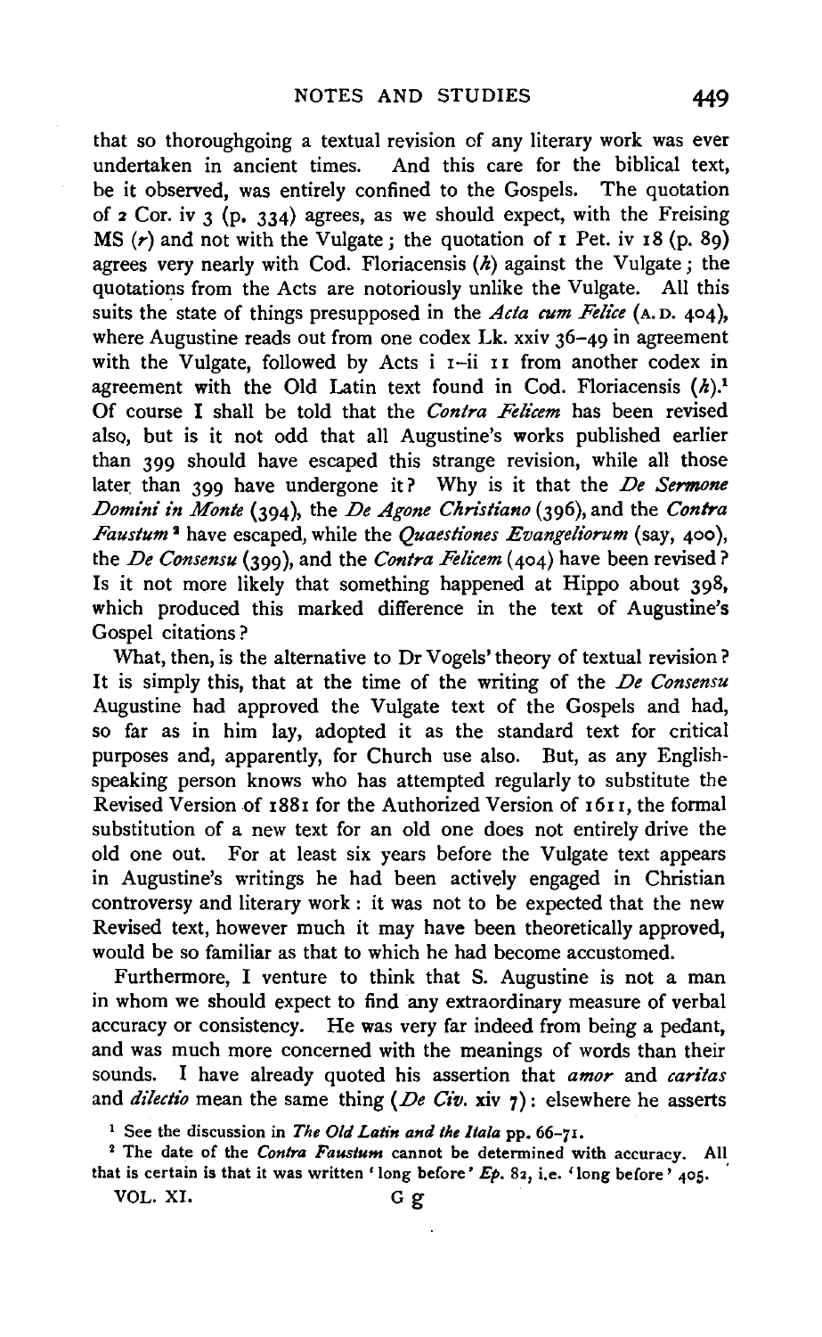that so thoroughgoing a textual revision of any literary work was ever undertaken in ancient times. And this care for the biblical text, be it observed, was entirely confined to the Gospels. The quotation of 2 Cor. iv 3 (p. 334) agrees, as we should expect, with the Freising MS (*r*) and not with the Vulgate; the quotation of 1 Pet. iv 18 (p. 89) agrees very nearly with Cod. Floriacensis (*h*) against the Vulgate; the quotations from the Acts are notoriously unlike the Vulgate. All this suits the state of things presupposed in the *Acta cum Felice* (A.D. 404), where Augustine reads out from one codex Lk. xxiv 36–49 in agreement with the Vulgate, followed by Acts i 1–ii 11 from another codex in agreement with the Old Latin text found in Cod. Floriacensis (*h*).[1] Of course I shall be told that the *Contra Felicem* has been revised also, but is it not odd that all Augustine's works published earlier than 399 should have escaped this strange revision, while all those later than 399 have undergone it? Why is it that the *De Sermone Domini in Monte* (394), the *De Agone Christiano* (396), and the *Contra Faustum*[2] have escaped, while the *Quaestiones Evangeliorum* (say, 400), the *De Consensu* (399), and the *Contra Felicem* (404) have been revised? Is it not more likely that something happened at Hippo about 398, which produced this marked difference in the text of Augustine's Gospel citations?

What, then, is the alternative to Dr Vogels' theory of textual revision? It is simply this, that at the time of the writing of the *De Consensu* Augustine had approved the Vulgate text of the Gospels and had, so far as in him lay, adopted it as the standard text for critical purposes and, apparently, for Church use also. But, as any English-speaking person knows who has attempted regularly to substitute the Revised Version of 1881 for the Authorized Version of 1611, the formal substitution of a new text for an old one does not entirely drive the old one out. For at least six years before the Vulgate text appears in Augustine's writings he had been actively engaged in Christian controversy and literary work: it was not to be expected that the new Revised text, however much it may have been theoretically approved, would be so familiar as that to which he had become accustomed.

Furthermore, I venture to think that S. Augustine is not a man in whom we should expect to find any extraordinary measure of verbal accuracy or consistency. He was very far indeed from being a pedant, and was much more concerned with the meanings of words than their sounds. I have already quoted his assertion that *amor* and *caritas* and *dilectio* mean the same thing (*De Civ.* xiv 7): elsewhere he asserts

[1] See the discussion in *The Old Latin and the Itala* pp. 66–71.

[2] The date of the *Contra Faustum* cannot be determined with accuracy. All that is certain is that it was written 'long before' *Ep.* 82, i.e. 'long before' 405.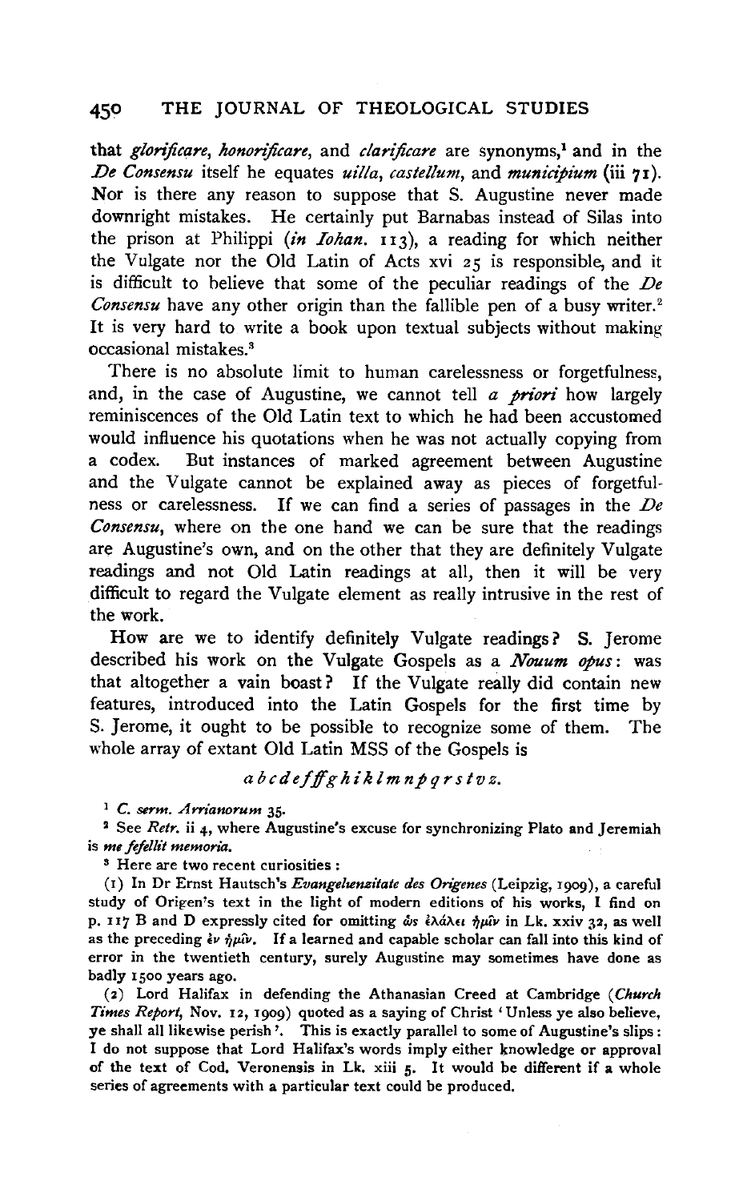that *glorificare*, *honorificare*, and *clarificare* are synonyms,[1] and in the *De Consensu* itself he equates *uilla*, *castellum*, and *municipium* (iii 71). Nor is there any reason to suppose that S. Augustine never made downright mistakes. He certainly put Barnabas instead of Silas into the prison at Philippi (*in Iohan.* 113), a reading for which neither the Vulgate nor the Old Latin of Acts xvi 25 is responsible, and it is difficult to believe that some of the peculiar readings of the *De Consensu* have any other origin than the fallible pen of a busy writer.[2] It is very hard to write a book upon textual subjects without making occasional mistakes.[3]

There is no absolute limit to human carelessness or forgetfulness, and, in the case of Augustine, we cannot tell *a priori* how largely reminiscences of the Old Latin text to which he had been accustomed would influence his quotations when he was not actually copying from a codex. But instances of marked agreement between Augustine and the Vulgate cannot be explained away as pieces of forgetfulness or carelessness. If we can find a series of passages in the *De Consensu*, where on the one hand we can be sure that the readings are Augustine's own, and on the other that they are definitely Vulgate readings and not Old Latin readings at all, then it will be very difficult to regard the Vulgate element as really intrusive in the rest of the work.

How are we to identify definitely Vulgate readings? S. Jerome described his work on the Vulgate Gospels as a *Nouum opus*: was that altogether a vain boast? If the Vulgate really did contain new features, introduced into the Latin Gospels for the first time by S. Jerome, it ought to be possible to recognize some of them. The whole array of extant Old Latin MSS of the Gospels is

*a b c d e f ff g h i k l m n p q r s t v z.*

---

[1] *C. serm. Arrianorum* 35.

[2] See *Retr.* ii 4, where Augustine's excuse for synchronizing Plato and Jeremiah is *me fefellit memoria*.

[3] Here are two recent curiosities:

(1) In Dr Ernst Hautsch's *Evangelienzitate des Origenes* (Leipzig, 1909), a careful study of Origen's text in the light of modern editions of his works, I find on p. 117 B and D expressly cited for omitting ὡς ἐλάλει ἡμῖν in Lk. xxiv 32, as well as the preceding ἐν ἡμῖν. If a learned and capable scholar can fall into this kind of error in the twentieth century, surely Augustine may sometimes have done as badly 1500 years ago.

(2) Lord Halifax in defending the Athanasian Creed at Cambridge (*Church Times Report*, Nov. 12, 1909) quoted as a saying of Christ 'Unless ye also believe, ye shall all likewise perish'. This is exactly parallel to some of Augustine's slips: I do not suppose that Lord Halifax's words imply either knowledge or approval of the text of Cod. Veronensis in Lk. xiii 5. It would be different if a whole series of agreements with a particular text could be produced.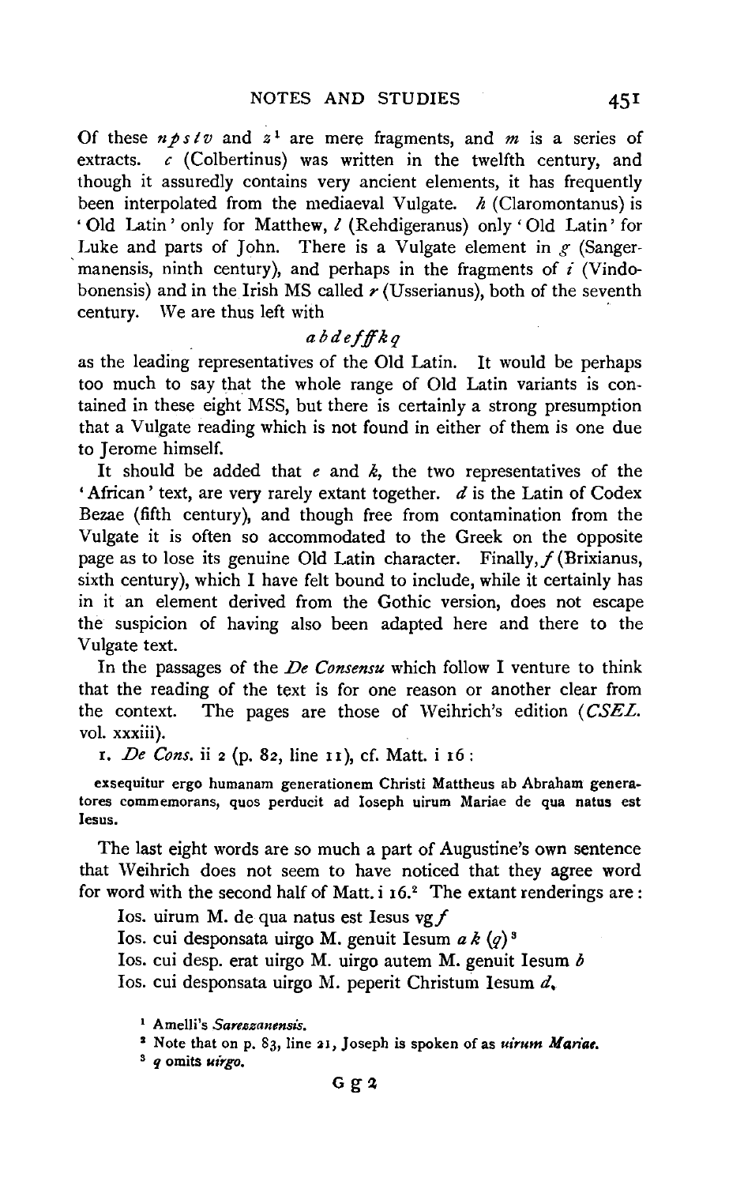Of these *npstv* and *z*[1] are mere fragments, and *m* is a series of extracts. *c* (Colbertinus) was written in the twelfth century, and though it assuredly contains very ancient elements, it has frequently been interpolated from the mediaeval Vulgate. *h* (Claromontanus) is 'Old Latin' only for Matthew, *l* (Rehdigeranus) only 'Old Latin' for Luke and parts of John. There is a Vulgate element in *g* (Sangermanensis, ninth century), and perhaps in the fragments of *i* (Vindobonensis) and in the Irish MS called *r* (Usserianus), both of the seventh century. We are thus left with

*a b d e f ff k q*

as the leading representatives of the Old Latin. It would be perhaps too much to say that the whole range of Old Latin variants is contained in these eight MSS, but there is certainly a strong presumption that a Vulgate reading which is not found in either of them is one due to Jerome himself.

It should be added that *e* and *k*, the two representatives of the 'African' text, are very rarely extant together. *d* is the Latin of Codex Bezae (fifth century), and though free from contamination from the Vulgate it is often so accommodated to the Greek on the opposite page as to lose its genuine Old Latin character. Finally, *f* (Brixianus, sixth century), which I have felt bound to include, while it certainly has in it an element derived from the Gothic version, does not escape the suspicion of having also been adapted here and there to the Vulgate text.

In the passages of the *De Consensu* which follow I venture to think that the reading of the text is for one reason or another clear from the context. The pages are those of Weihrich's edition (*CSEL.* vol. xxxiii).

1. *De Cons.* ii 2 (p. 82, line 11), cf. Matt. i 16:

exsequitur ergo humanam generationem Christi Mattheus ab Abraham generatores commemorans, quos perducit ad Ioseph uirum Mariae de qua natus est Iesus.

The last eight words are so much a part of Augustine's own sentence that Weihrich does not seem to have noticed that they agree word for word with the second half of Matt. i 16.[2] The extant renderings are:

Ios. uirum M. de qua natus est Iesus vg *f*

Ios. cui desponsata uirgo M. genuit Iesum *a k* (*q*)[3]

Ios. cui desp. erat uirgo M. uirgo autem M. genuit Iesum *b*

Ios. cui desponsata uirgo M. peperit Christum Iesum *d*.

[1] Amelli's *Sarezzanensis.*

[2] Note that on p. 83, line 21, Joseph is spoken of as *uirum Mariae.*

[3] *q* omits *uirgo.*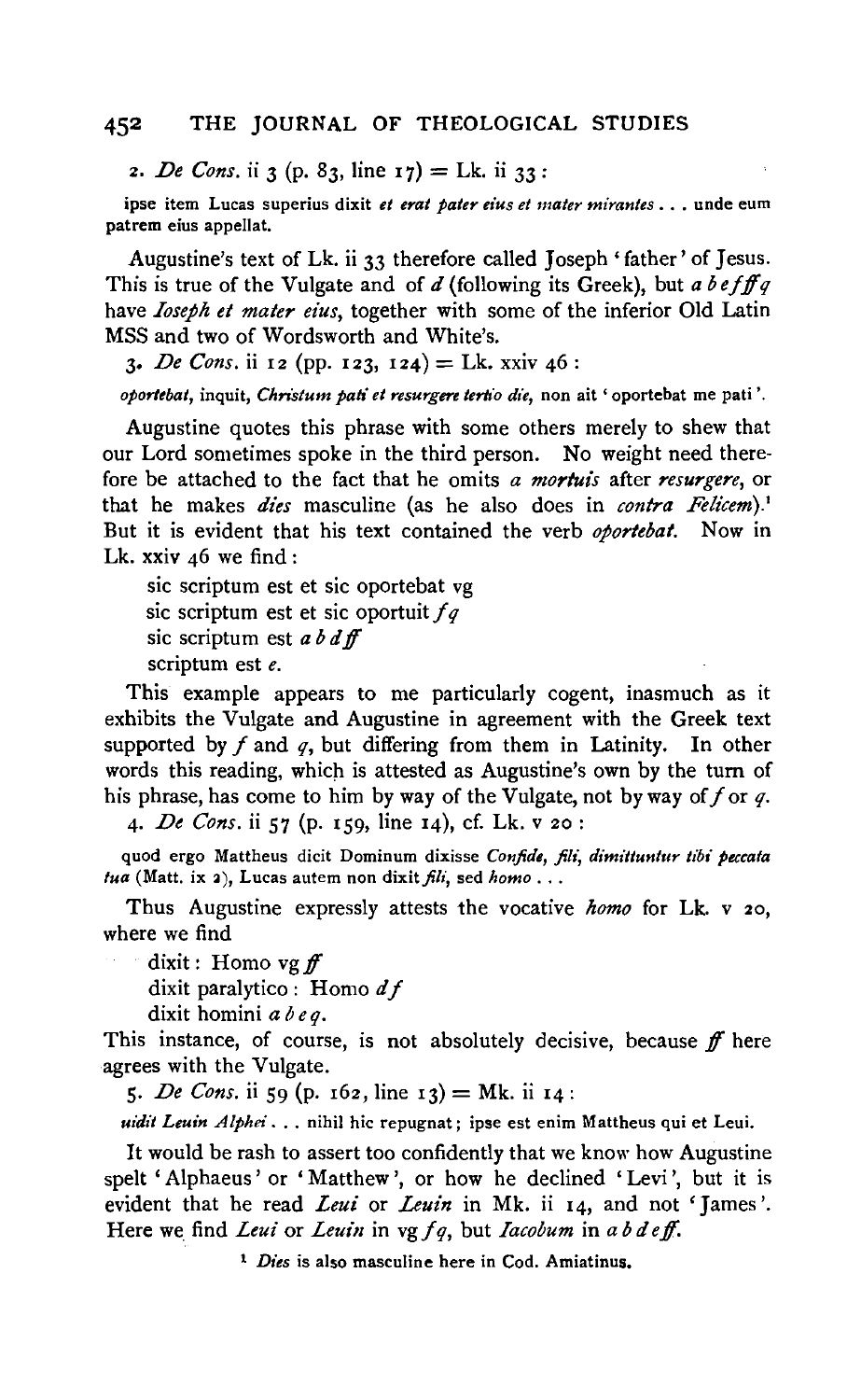2. *De Cons.* ii 3 (p. 83, line 17) = Lk. ii 33:

ipse item Lucas superius dixit *et erat pater eius et mater mirantes* . . . unde eum patrem eius appellat.

Augustine's text of Lk. ii 33 therefore called Joseph 'father' of Jesus. This is true of the Vulgate and of *d* (following its Greek), but *a b e f ff q* have *Ioseph et mater eius*, together with some of the inferior Old Latin MSS and two of Wordsworth and White's.

3. *De Cons.* ii 12 (pp. 123, 124) = Lk. xxiv 46:

*oportebat*, inquit, *Christum pati et resurgere tertio die*, non ait 'oportebat me pati'.

Augustine quotes this phrase with some others merely to shew that our Lord sometimes spoke in the third person. No weight need therefore be attached to the fact that he omits *a mortuis* after *resurgere*, or that he makes *dies* masculine (as he also does in *contra Felicem*).[1] But it is evident that his text contained the verb *oportebat*. Now in Lk. xxiv 46 we find:

sic scriptum est et sic oportebat vg
sic scriptum est et sic oportuit *f q*
sic scriptum est *a b d ff*
scriptum est *e*.

This example appears to me particularly cogent, inasmuch as it exhibits the Vulgate and Augustine in agreement with the Greek text supported by *f* and *q*, but differing from them in Latinity. In other words this reading, which is attested as Augustine's own by the turn of his phrase, has come to him by way of the Vulgate, not by way of *f* or *q*.

4. *De Cons.* ii 57 (p. 159, line 14), cf. Lk. v 20:

quod ergo Mattheus dicit Dominum dixisse *Confide, fili, dimittuntur tibi peccata tua* (Matt. ix 2), Lucas autem non dixit *fili*, sed *homo* . . .

Thus Augustine expressly attests the vocative *homo* for Lk. v 20, where we find

dixit: Homo vg *ff*
dixit paralytico: Homo *d f*
dixit homini *a b e q*.

This instance, of course, is not absolutely decisive, because *ff* here agrees with the Vulgate.

5. *De Cons.* ii 59 (p. 162, line 13) = Mk. ii 14:

*uidit Leuin Alphei* . . . nihil hic repugnat; ipse est enim Mattheus qui et Leui.

It would be rash to assert too confidently that we know how Augustine spelt 'Alphaeus' or 'Matthew', or how he declined 'Levi', but it is evident that he read *Leui* or *Leuin* in Mk. ii 14, and not 'James'. Here we find *Leui* or *Leuin* in vg *f q*, but *Iacobum* in *a b d e ff*.

[1] *Dies* is also masculine here in Cod. Amiatinus.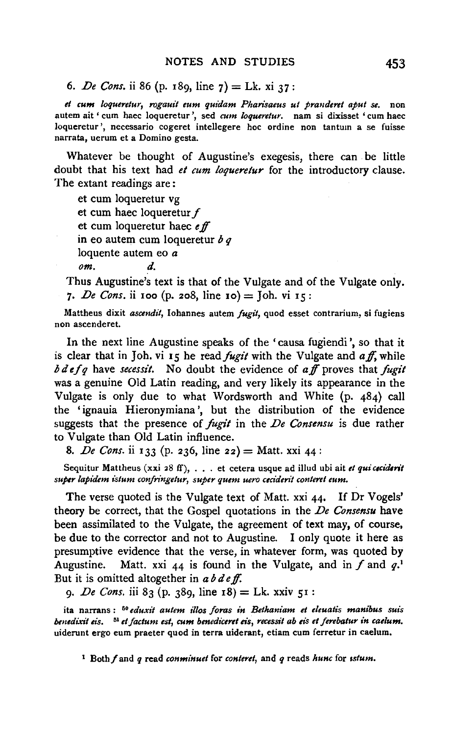6. *De Cons.* ii 86 (p. 189, line 7) = Lk. xi 37:

*et cum loqueretur, rogauit eum quidam Pharisaeus ut pranderet aput se.* non autem ait 'cum haec loqueretur', sed *cum loqueretur.* nam si dixisset 'cum haec loqueretur', necessario cogeret intellegere hoc ordine non tantum a se fuisse narrata, uerum et a Domino gesta.

Whatever be thought of Augustine's exegesis, there can be little doubt that his text had *et cum loqueretur* for the introductory clause. The extant readings are:

et cum loqueretur vg
et cum haec loqueretur *f*
et cum loqueretur haec *e ff*
in eo autem cum loqueretur *b q*
loquente autem eo *a*
*om.* *d*.

Thus Augustine's text is that of the Vulgate and of the Vulgate only.

7. *De Cons.* ii 100 (p. 208, line 10) = Joh. vi 15:

Mattheus dixit *ascendit*, Iohannes autem *fugit*, quod esset contrarium, si fugiens non ascenderet.

In the next line Augustine speaks of the 'causa fugiendi', so that it is clear that in Joh. vi 15 he read *fugit* with the Vulgate and *a ff*, while *b d e f q* have *secessit*. No doubt the evidence of *a ff* proves that *fugit* was a genuine Old Latin reading, and very likely its appearance in the Vulgate is only due to what Wordsworth and White (p. 484) call the 'ignauia Hieronymiana', but the distribution of the evidence suggests that the presence of *fugit* in the *De Consensu* is due rather to Vulgate than Old Latin influence.

8. *De Cons.* ii 133 (p. 236, line 22) = Matt. xxi 44:

Sequitur Mattheus (xxi 28 ff), . . . et cetera usque ad illud ubi ait *et qui ceciderit super lapidem istum confringetur, super quem uero ceciderit conteret eum.*

The verse quoted is the Vulgate text of Matt. xxi 44. If Dr Vogels' theory be correct, that the Gospel quotations in the *De Consensu* have been assimilated to the Vulgate, the agreement of text may, of course, be due to the corrector and not to Augustine. I only quote it here as presumptive evidence that the verse, in whatever form, was quoted by Augustine. Matt. xxi 44 is found in the Vulgate, and in *f* and *q*.[1] But it is omitted altogether in *a b d e ff*.

9. *De Cons.* iii 83 (p. 389, line 18) = Lk. xxiv 51:

ita narrans: [50] *eduxit autem illos foras in Bethaniam et eleuatis manibus suis benedixit eis.* [51] *et factum est, cum benediceret eis, recessit ab eis et ferebatur in caelum.* uiderunt ergo eum praeter quod in terra uiderant, etiam cum ferretur in caelum.

[1] Both *f* and *q* read *comminuet* for *conteret*, and *q* reads *hunc* for *istum*.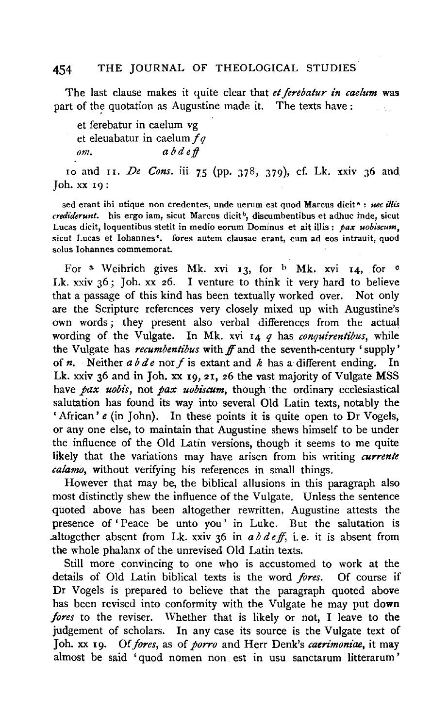The last clause makes it quite clear that *et ferebatur in caelum* was part of the quotation as Augustine made it. The texts have:

et ferebatur in caelum vg
et eleuabatur in caelum *f q*
*om.* *a b d e ff*

10 and 11. *De Cons.* iii 75 (pp. 378, 379), cf. Lk. xxiv 36 and Joh. xx 19:

sed erant ibi utique non credentes, unde uerum est quod Marcus dicit[a]: *nec illis crediderunt.* his ergo iam, sicut Marcus dicit[b], discumbentibus et adhuc inde, sicut Lucas dicit, loquentibus stetit in medio eorum Dominus et ait illis: *pax uobiscum*, sicut Lucas et Iohannes[c]. fores autem clausae erant, cum ad eos intrauit, quod solus Iohannes commemorat.

For [a] Weihrich gives Mk. xvi 13, for [b] Mk. xvi 14, for [c] Lk. xxiv 36; Joh. xx 26. I venture to think it very hard to believe that a passage of this kind has been textually worked over. Not only are the Scripture references very closely mixed up with Augustine's own words; they present also verbal differences from the actual wording of the Vulgate. In Mk. xvi 14 *q* has *conquirentibus*, while the Vulgate has *recumbentibus* with *ff* and the seventh-century 'supply' of *n*. Neither *a b d e* nor *f* is extant and *k* has a different ending. In Lk. xxiv 36 and in Joh. xx 19, 21, 26 the vast majority of Vulgate MSS have *pax uobis*, not *pax uobiscum*, though the ordinary ecclesiastical salutation has found its way into several Old Latin texts, notably the 'African' *e* (in John). In these points it is quite open to Dr Vogels, or any one else, to maintain that Augustine shews himself to be under the influence of the Old Latin versions, though it seems to me quite likely that the variations may have arisen from his writing *currente calamo*, without verifying his references in small things.

However that may be, the biblical allusions in this paragraph also most distinctly shew the influence of the Vulgate. Unless the sentence quoted above has been altogether rewritten, Augustine attests the presence of 'Peace be unto you' in Luke. But the salutation is altogether absent from Lk. xxiv 36 in *a b d e ff*, i. e. it is absent from the whole phalanx of the unrevised Old Latin texts.

Still more convincing to one who is accustomed to work at the details of Old Latin biblical texts is the word *fores*. Of course if Dr Vogels is prepared to believe that the paragraph quoted above has been revised into conformity with the Vulgate he may put down *fores* to the reviser. Whether that is likely or not, I leave to the judgement of scholars. In any case its source is the Vulgate text of Joh. xx 19. Of *fores*, as of *porro* and Herr Denk's *caerimoniae*, it may almost be said 'quod nomen non est in usu sanctarum litterarum'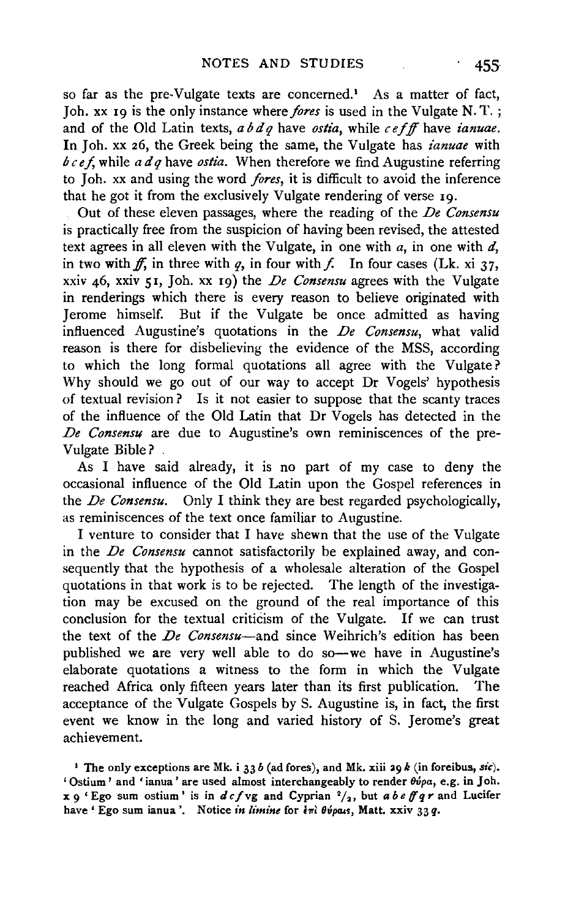so far as the pre-Vulgate texts are concerned.[1] As a matter of fact, Joh. xx 19 is the only instance where *fores* is used in the Vulgate N. T.; and of the Old Latin texts, *a b d q* have *ostia*, while *c e f ff* have *ianuae*. In Joh. xx 26, the Greek being the same, the Vulgate has *ianuae* with *b c e f*, while *a d q* have *ostia*. When therefore we find Augustine referring to Joh. xx and using the word *fores*, it is difficult to avoid the inference that he got it from the exclusively Vulgate rendering of verse 19.

Out of these eleven passages, where the reading of the *De Consensu* is practically free from the suspicion of having been revised, the attested text agrees in all eleven with the Vulgate, in one with *a*, in one with *d*, in two with *ff*, in three with *q*, in four with *f*. In four cases (Lk. xi 37, xxiv 46, xxiv 51, Joh. xx 19) the *De Consensu* agrees with the Vulgate in renderings which there is every reason to believe originated with Jerome himself. But if the Vulgate be once admitted as having influenced Augustine's quotations in the *De Consensu*, what valid reason is there for disbelieving the evidence of the MSS, according to which the long formal quotations all agree with the Vulgate? Why should we go out of our way to accept Dr Vogels' hypothesis of textual revision? Is it not easier to suppose that the scanty traces of the influence of the Old Latin that Dr Vogels has detected in the *De Consensu* are due to Augustine's own reminiscences of the pre-Vulgate Bible?

As I have said already, it is no part of my case to deny the occasional influence of the Old Latin upon the Gospel references in the *De Consensu*. Only I think they are best regarded psychologically, as reminiscences of the text once familiar to Augustine.

I venture to consider that I have shewn that the use of the Vulgate in the *De Consensu* cannot satisfactorily be explained away, and consequently that the hypothesis of a wholesale alteration of the Gospel quotations in that work is to be rejected. The length of the investigation may be excused on the ground of the real importance of this conclusion for the textual criticism of the Vulgate. If we can trust the text of the *De Consensu*—and since Weihrich's edition has been published we are very well able to do so—we have in Augustine's elaborate quotations a witness to the form in which the Vulgate reached Africa only fifteen years later than its first publication. The acceptance of the Vulgate Gospels by S. Augustine is, in fact, the first event we know in the long and varied history of S. Jerome's great achievement.

[1] The only exceptions are Mk. i 33 *b* (ad fores), and Mk. xiii 29 *k* (in foreibus, *sic*). 'Ostium' and 'ianua' are used almost interchangeably to render θύρα, e.g. in Joh. x 9 'Ego sum ostium' is in *d c f* vg and Cyprian $^2/_2$, but *a b e ff q r* and Lucifer have 'Ego sum ianua'. Notice *in limine* for ἐπὶ θύραις, Matt. xxiv 33 *q*.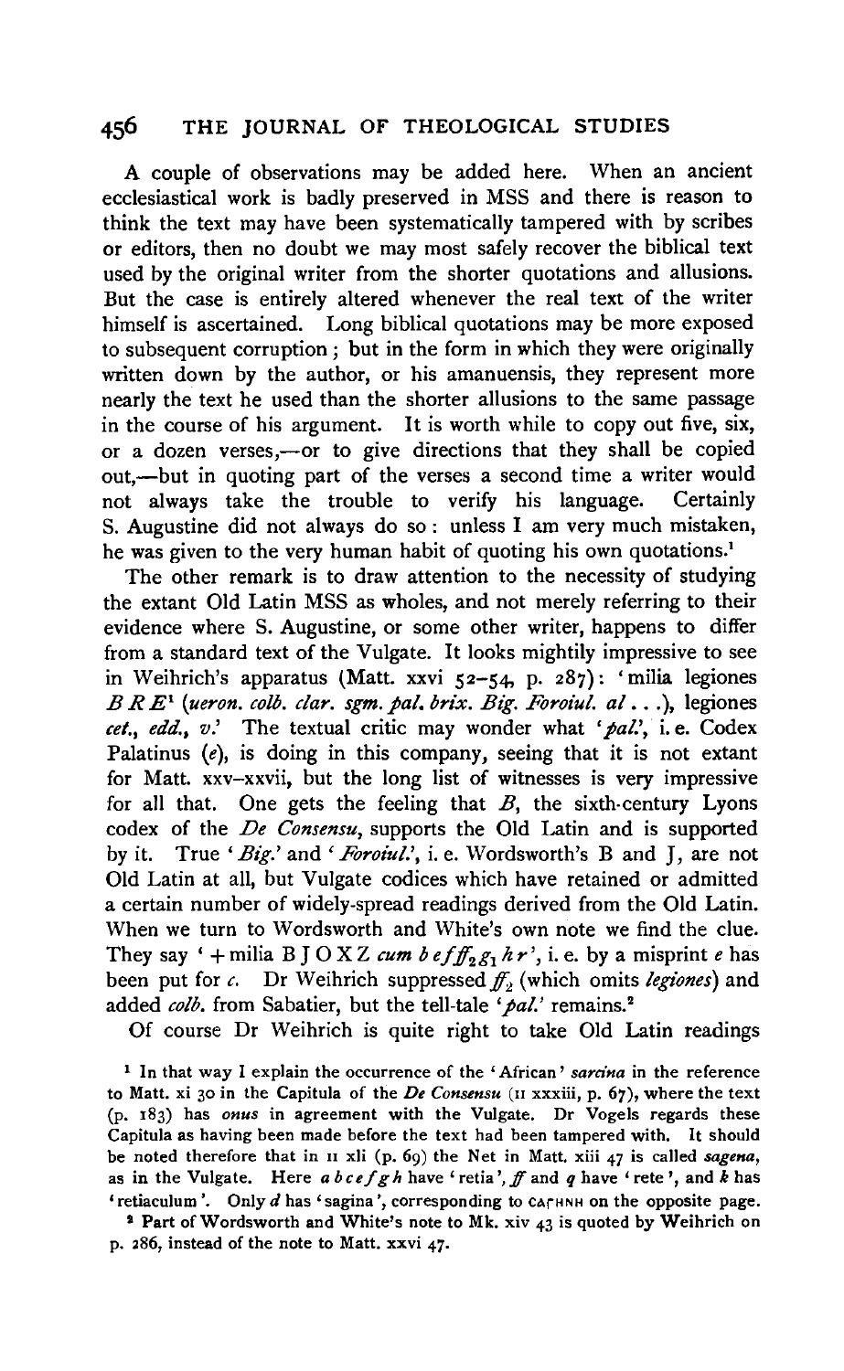A couple of observations may be added here. When an ancient ecclesiastical work is badly preserved in MSS and there is reason to think the text may have been systematically tampered with by scribes or editors, then no doubt we may most safely recover the biblical text used by the original writer from the shorter quotations and allusions. But the case is entirely altered whenever the real text of the writer himself is ascertained. Long biblical quotations may be more exposed to subsequent corruption; but in the form in which they were originally written down by the author, or his amanuensis, they represent more nearly the text he used than the shorter allusions to the same passage in the course of his argument. It is worth while to copy out five, six, or a dozen verses,—or to give directions that they shall be copied out,—but in quoting part of the verses a second time a writer would not always take the trouble to verify his language. Certainly S. Augustine did not always do so: unless I am very much mistaken, he was given to the very human habit of quoting his own quotations.[1]

The other remark is to draw attention to the necessity of studying the extant Old Latin MSS as wholes, and not merely referring to their evidence where S. Augustine, or some other writer, happens to differ from a standard text of the Vulgate. It looks mightily impressive to see in Weihrich's apparatus (Matt. xxvi 52–54, p. 287): 'milia legiones *B R E*¹ (*ueron. colb. clar. sgm. pal. brix. Big. Foroiul. al* . . .), legiones *cet., edd., v.*' The textual critic may wonder what '*pal.*', i.e. Codex Palatinus (*e*), is doing in this company, seeing that it is not extant for Matt. xxv–xxvii, but the long list of witnesses is very impressive for all that. One gets the feeling that *B*, the sixth-century Lyons codex of the *De Consensu*, supports the Old Latin and is supported by it. True '*Big.*' and '*Foroiul.*', i.e. Wordsworth's B and J, are not Old Latin at all, but Vulgate codices which have retained or admitted a certain number of widely-spread readings derived from the Old Latin. When we turn to Wordsworth and White's own note we find the clue. They say ' + milia B J O X Z *cum b e f ff₂ g₁ h r*', i.e. by a misprint *e* has been put for *c*. Dr Weihrich suppressed *ff₂* (which omits *legiones*) and added *colb.* from Sabatier, but the tell-tale '*pal.*' remains.[2]

Of course Dr Weihrich is quite right to take Old Latin readings

[1] In that way I explain the occurrence of the 'African' *sarcina* in the reference to Matt. xi 30 in the Capitula of the *De Consensu* (II xxxiii, p. 67), where the text (p. 183) has *onus* in agreement with the Vulgate. Dr Vogels regards these Capitula as having been made before the text had been tampered with. It should be noted therefore that in II xli (p. 69) the Net in Matt. xiii 47 is called *sagena*, as in the Vulgate. Here *a b c e f g h* have 'retia', *ff* and *q* have 'rete', and *k* has 'retiaculum'. Only *d* has 'sagina', corresponding to ϹΑΓΗΝΗ on the opposite page.

[2] Part of Wordsworth and White's note to Mk. xiv 43 is quoted by Weihrich on p. 286, instead of the note to Matt. xxvi 47.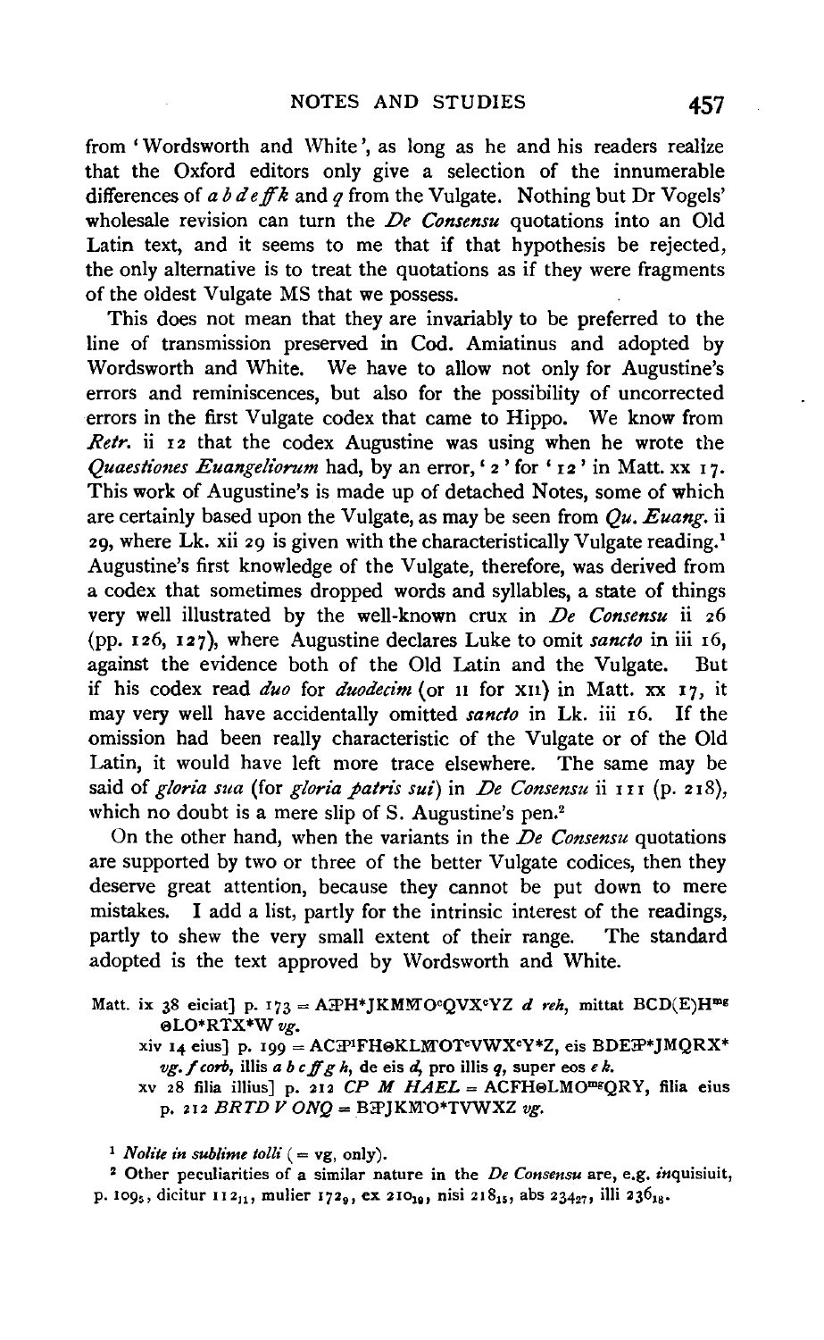from 'Wordsworth and White', as long as he and his readers realize that the Oxford editors only give a selection of the innumerable differences of *a b d e ff k* and *q* from the Vulgate. Nothing but Dr Vogels' wholesale revision can turn the *De Consensu* quotations into an Old Latin text, and it seems to me that if that hypothesis be rejected, the only alternative is to treat the quotations as if they were fragments of the oldest Vulgate MS that we possess.

This does not mean that they are invariably to be preferred to the line of transmission preserved in Cod. Amiatinus and adopted by Wordsworth and White. We have to allow not only for Augustine's errors and reminiscences, but also for the possibility of uncorrected errors in the first Vulgate codex that came to Hippo. We know from *Retr.* ii 12 that the codex Augustine was using when he wrote the *Quaestiones Euangeliorum* had, by an error, '2' for '12' in Matt. xx 17. This work of Augustine's is made up of detached Notes, some of which are certainly based upon the Vulgate, as may be seen from *Qu. Euang.* ii 29, where Lk. xii 29 is given with the characteristically Vulgate reading.[1] Augustine's first knowledge of the Vulgate, therefore, was derived from a codex that sometimes dropped words and syllables, a state of things very well illustrated by the well-known crux in *De Consensu* ii 26 (pp. 126, 127), where Augustine declares Luke to omit *sancto* in iii 16, against the evidence both of the Old Latin and the Vulgate. But if his codex read *duo* for *duodecim* (or II for XII) in Matt. xx 17, it may very well have accidentally omitted *sancto* in Lk. iii 16. If the omission had been really characteristic of the Vulgate or of the Old Latin, it would have left more trace elsewhere. The same may be said of *gloria sua* (for *gloria patris sui*) in *De Consensu* ii 111 (p. 218), which no doubt is a mere slip of S. Augustine's pen.[2]

On the other hand, when the variants in the *De Consensu* quotations are supported by two or three of the better Vulgate codices, then they deserve great attention, because they cannot be put down to mere mistakes. I add a list, partly for the intrinsic interest of the readings, partly to shew the very small extent of their range. The standard adopted is the text approved by Wordsworth and White.

Matt. ix 38 eiciat] p. 173 = AꝐH*JKMM̄O$^c$QVX$^c$YZ *d reh*, mittat BCD(E)H$^{mg}$ ΘLO*RTX*W *vg*.

xiv 14 eius] p. 199 = ACꝐ$^1$FHΘKLM̄OT$^c$VWX$^c$Y*Z, eis BDEꝐ*JMQRX* *vg. f corb*, illis *a b c ff g h*, de eis *d*, pro illis *q*, super eos *e k*.

xv 28 filia illius] p. 212 *CP M HAEL* = ACFHΘLMO$^{mg}$QRY, filia eius p. 212 *BRTD V ONQ* = BꝐJKM̄O*TVWXZ *vg*.

[1] *Nolite in sublime tolli* (= vg, only).

[2] Other peculiarities of a similar nature in the *De Consensu* are, e.g. *in*quisiuit, p. $109_5$, dicitur $112_{11}$, mulier $172_9$, ex $210_{19}$, nisi $218_{15}$, abs $234_{27}$, illi $236_{18}$.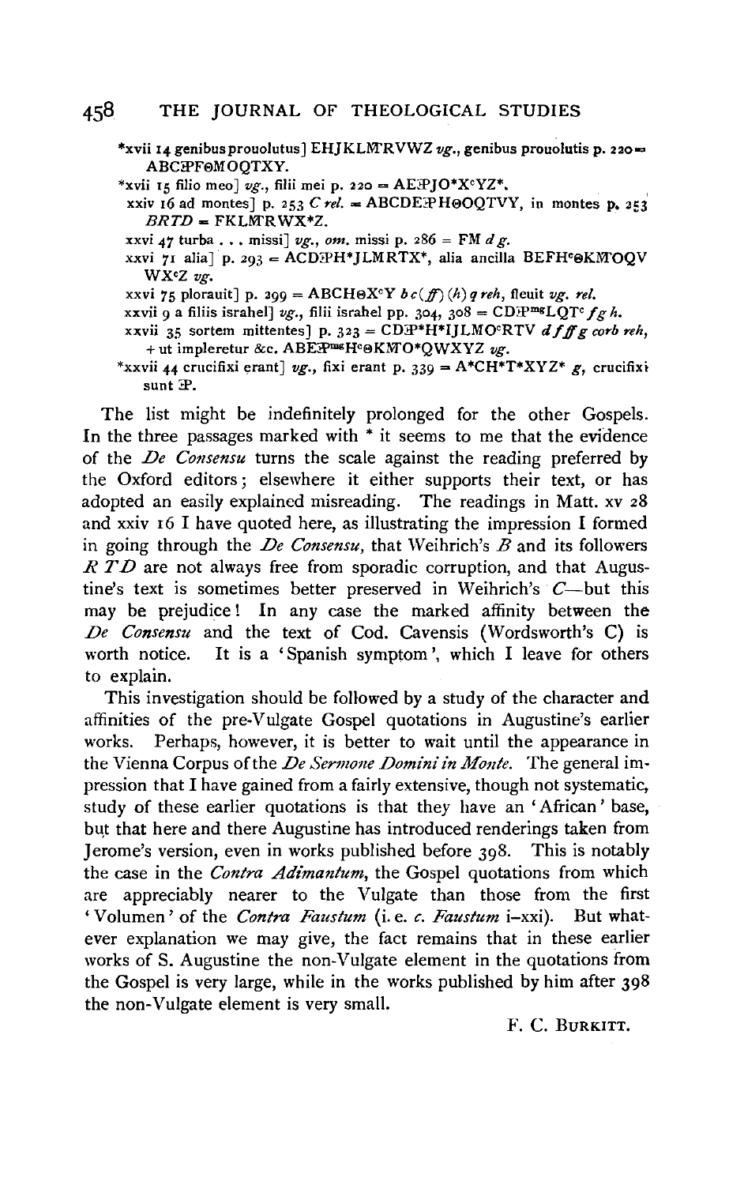*xvii 14 genibus prouolutus] EHJKLMTRVWZ *vg.*, genibus prouolutis p. 220 = ABCPFΘMOQTXY.

*xvii 15 filio meo] *vg.*, filii mei p. 220 = AEPJO*X^cYZ*.

xxiv 16 ad montes] p. 253 *C rel.* = ABCDEPHΘOQTVY, in montes p. 253 *BRTD* = FKLMTRWX*Z.

xxvi 47 turba . . . missi] *vg.*, *om.* missi p. 286 = FM *d g*.

xxvi 71 alia] p. 293 = ACDPH*JLMRTX*, alia ancilla BEFH^cΘKMTOQV WX^cZ *vg.*

xxvi 75 plorauit] p. 299 = ABCHΘX^cY *b c* (*ff*) (*h*) *q reh*, fleuit *vg. rel.*

xxvii 9 a filiis israhel] *vg.*, filii israhel pp. 304, 308 = CDP^mgLQT^c *fg h*.

xxvii 35 sortem mittentes] p. 323 = CDP*H*IJLMO^cRTV *d ff g corb reh*, + ut impleretur &c. ABEP^mgH^cΘKMTO*QWXYZ *vg.*

*xxvii 44 crucifixi erant] *vg.*, fixi erant p. 339 = A*CH*T*XYZ* *g*, crucifixi sunt P.

The list might be indefinitely prolonged for the other Gospels. In the three passages marked with * it seems to me that the evidence of the *De Consensu* turns the scale against the reading preferred by the Oxford editors; elsewhere it either supports their text, or has adopted an easily explained misreading. The readings in Matt. xv 28 and xxiv 16 I have quoted here, as illustrating the impression I formed in going through the *De Consensu*, that Weihrich's *B* and its followers *R T D* are not always free from sporadic corruption, and that Augustine's text is sometimes better preserved in Weihrich's *C*—but this may be prejudice! In any case the marked affinity between the *De Consensu* and the text of Cod. Cavensis (Wordsworth's C) is worth notice. It is a 'Spanish symptom', which I leave for others to explain.

This investigation should be followed by a study of the character and affinities of the pre-Vulgate Gospel quotations in Augustine's earlier works. Perhaps, however, it is better to wait until the appearance in the Vienna Corpus of the *De Sermone Domini in Monte*. The general impression that I have gained from a fairly extensive, though not systematic, study of these earlier quotations is that they have an 'African' base, but that here and there Augustine has introduced renderings taken from Jerome's version, even in works published before 398. This is notably the case in the *Contra Adimantum*, the Gospel quotations from which are appreciably nearer to the Vulgate than those from the first 'Volumen' of the *Contra Faustum* (i. e. *c. Faustum* i–xxi). But whatever explanation we may give, the fact remains that in these earlier works of S. Augustine the non-Vulgate element in the quotations from the Gospel is very large, while in the works published by him after 398 the non-Vulgate element is very small.

F. C. BURKITT.